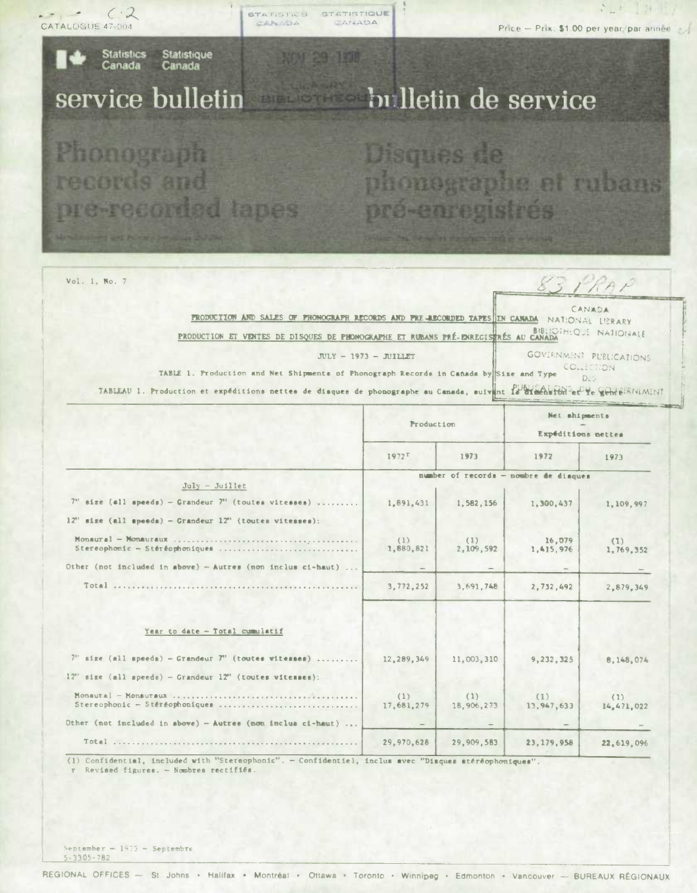CATALOGUE 47-004

Price — Prix: $1.00 per year/par année

Statistics Canada — Statistique Canada

# service bulletin — bulletin de service

# Phonograph records and pre-recorded tapes — Disques de phonographe et rubans pré-enregistrés

Vol. 1, No. 7

## PRODUCTION AND SALES OF PHONOGRAPH RECORDS AND PRE-RECORDED TAPES IN CANADA
## PRODUCTION ET VENTES DE DISQUES DE PHONOGRAPHE ET RUBANS PRÉ-ENREGISTRÉS AU CANADA

JULY – 1973 – JUILLET

TABLE 1. Production and Net Shipments of Phonograph Records in Canada by Size and Type

TABLEAU 1. Production et expéditions nettes de disques de phonographe au Canada, suivant la dimension et le genre

| | Production | | Net shipments – Expéditions nettes | |
|---|---|---|---|---|
| | 1972r | 1973 | 1972 | 1973 |
| | number of records – nombre de disques | | | |
| **July – Juillet** | | | | |
| 7" size (all speeds) – Grandeur 7" (toutes vitesses) | 1,891,431 | 1,582,156 | 1,300,437 | 1,109,997 |
| 12" size (all speeds) – Grandeur 12" (toutes vitesses): | | | | |
| Monaural – Monauraux | (1) | (1) | 16,079 | (1) |
| Stereophonic – Stéréophoniques | 1,880,821 | 2,109,592 | 1,415,976 | 1,769,352 |
| Other (not included in above) – Autres (non inclus ci-haut) | – | – | – | – |
| Total | 3,772,252 | 3,691,748 | 2,732,492 | 2,879,349 |
| **Year to date – Total cumulatif** | | | | |
| 7" size (all speeds) – Grandeur 7" (toutes vitesses) | 12,289,349 | 11,003,310 | 9,232,325 | 8,148,074 |
| 12" size (all speeds) – Grandeur 12" (toutes vitesses): | | | | |
| Monaural – Monauraux | (1) | (1) | (1) | (1) |
| Stereophonic – Stéréophoniques | 17,681,279 | 18,906,273 | 13,947,633 | 14,471,022 |
| Other (not included in above) – Autres (non inclus ci-haut) | – | – | – | – |
| Total | 29,970,628 | 29,909,583 | 23,179,958 | 22,619,096 |

(1) Confidential, included with "Stereophonic". – Confidentiel, inclus avec "Disques stéréophoniques".
r Revised figures. – Nombres rectifiés.

September – 1973 – Septembre
5-3305-782

REGIONAL OFFICES — St. John's · Halifax · Montréal · Ottawa · Toronto · Winnipeg · Edmonton · Vancouver — BUREAUX RÉGIONAUX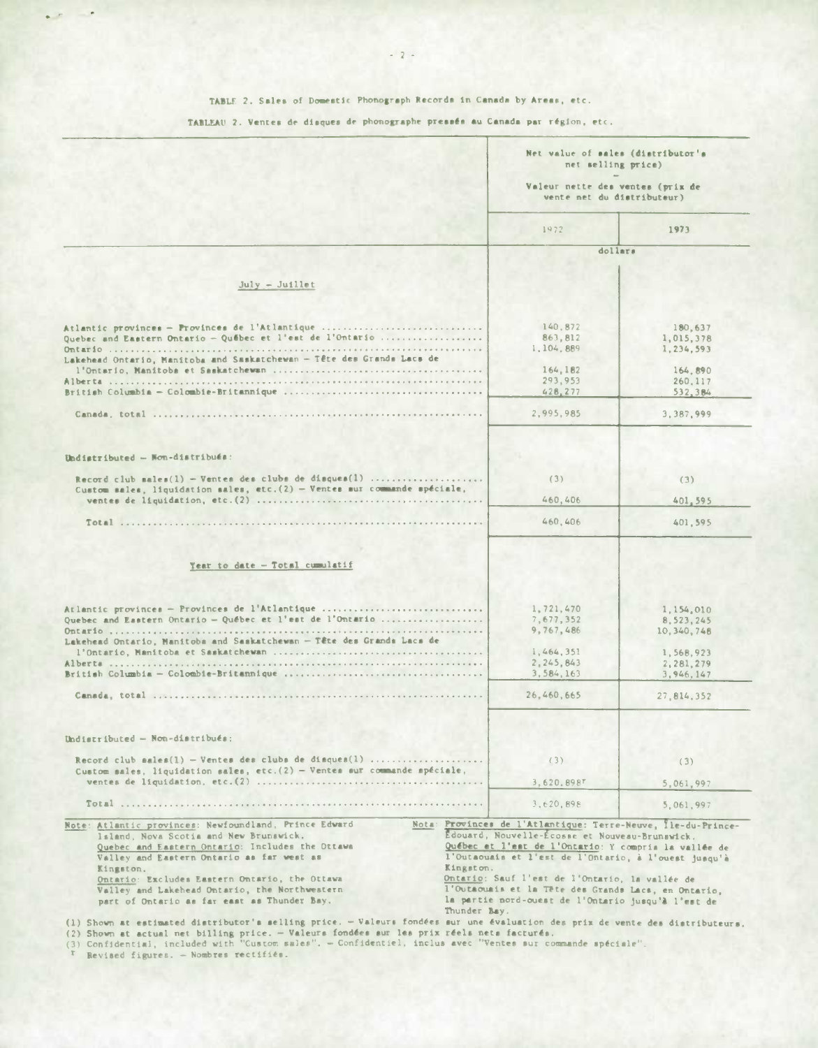TABLE 2. Sales of Domestic Phonograph Records in Canada by Areas, etc.

TABLEAU 2. Ventes de disques de phonographe pressés au Canada par région, etc.

| | Net value of sales (distributor's net selling price) – Valeur nette des ventes (prix de vente net du distributeur) | |
|---|---|---|
| | 1972 | 1973 |
| | dollars | |
| **July – Juillet** | | |
| Atlantic provinces – Provinces de l'Atlantique | 140,872 | 180,637 |
| Quebec and Eastern Ontario – Québec et l'est de l'Ontario | 863,812 | 1,015,378 |
| Ontario | 1,104,889 | 1,234,593 |
| Lakehead Ontario, Manitoba and Saskatchewan – Tête des Grands Lacs de l'Ontario, Manitoba et Saskatchewan | 164,182 | 164,890 |
| Alberta | 293,953 | 260,117 |
| British Columbia – Colombie-Britannique | 428,277 | 532,384 |
| Canada, total | 2,995,985 | 3,387,999 |
| Undistributed – Non-distribués: | | |
| Record club sales(1) – Ventes des clubs de disques(1) | (3) | (3) |
| Custom sales, liquidation sales, etc.(2) – Ventes sur commande spéciale, ventes de liquidation, etc.(2) | 460,406 | 401,595 |
| Total | 460,406 | 401,595 |
| **Year to date – Total cumulatif** | | |
| Atlantic provinces – Provinces de l'Atlantique | 1,721,470 | 1,154,010 |
| Quebec and Eastern Ontario – Québec et l'est de l'Ontario | 7,677,352 | 8,523,245 |
| Ontario | 9,767,486 | 10,340,748 |
| Lakehead Ontario, Manitoba and Saskatchewan – Tête des Grands Lacs de l'Ontario, Manitoba et Saskatchewan | 1,464,351 | 1,568,923 |
| Alberta | 2,245,843 | 2,281,279 |
| British Columbia – Colombie-Britannique | 3,584,163 | 3,946,147 |
| Canada, total | 26,460,665 | 27,814,352 |
| Undistributed – Non-distribués: | | |
| Record club sales(1) – Ventes des clubs de disques(1) | (3) | (3) |
| Custom sales, liquidation sales, etc.(2) – Ventes sur commande spéciale, ventes de liquidation, etc.(2) | 3,620,898r | 5,061,997 |
| Total | 3,620,898 | 5,061,997 |

Note: Atlantic provinces: Newfoundland, Prince Edward Island, Nova Scotia and New Brunswick.
Quebec and Eastern Ontario: Includes the Ottawa Valley and Eastern Ontario as far west as Kingston.
Ontario: Excludes Eastern Ontario, the Ottawa Valley and Lakehead Ontario, the Northwestern part of Ontario as far east as Thunder Bay.

Nota: Provinces de l'Atlantique: Terre-Neuve, Île-du-Prince-Édouard, Nouvelle-Écosse et Nouveau-Brunswick.
Québec et l'est de l'Ontario: Y compris la vallée de l'Outaouais et l'est de l'Ontario, à l'ouest jusqu'à Kingston.
Ontario: Sauf l'est de l'Ontario, la vallée de l'Outaouais et la Tête des Grands Lacs, en Ontario, la partie nord-ouest de l'Ontario jusqu'à l'est de Thunder Bay.

(1) Shown at estimated distributor's selling price. – Valeurs fondées sur une évaluation des prix de vente des distributeurs.
(2) Shown at actual net billing price. – Valeurs fondées sur les prix réels nets facturés.
(3) Confidential, included with "Custom sales". – Confidentiel, inclus avec "Ventes sur commande spéciale".
r Revised figures. – Nombres rectifiés.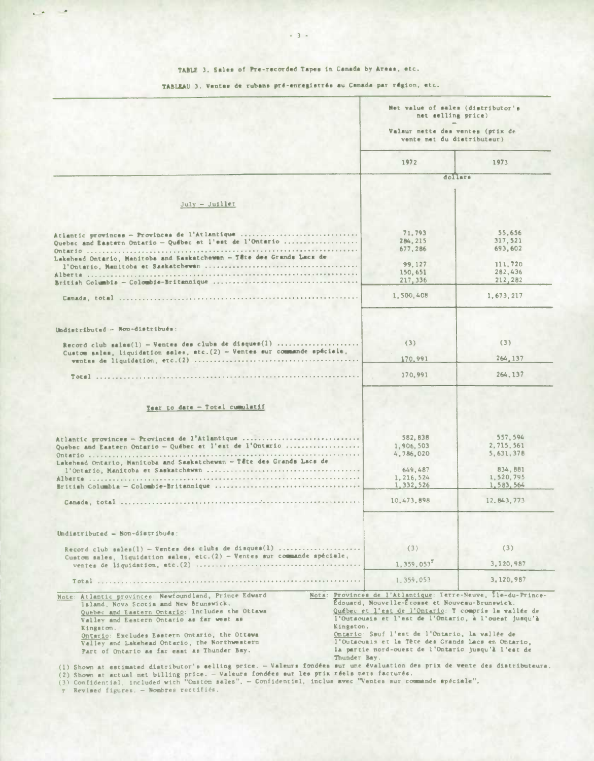TABLE 3. Sales of Pre-recorded Tapes in Canada by Areas, etc.

TABLEAU 3. Ventes de rubans pré-enregistrés au Canada par région, etc.

| | Net value of sales (distributor's net selling price) — Valeur nette des ventes (prix de vente net du distributeur) | |
|---|---|---|
| | 1972 | 1973 |
| | dollars | |
| **July – Juillet** | | |
| Atlantic provinces – Provinces de l'Atlantique | 71,793 | 55,656 |
| Quebec and Eastern Ontario – Québec et l'est de l'Ontario | 284,215 | 317,521 |
| Ontario | 677,286 | 693,602 |
| Lakehead Ontario, Manitoba and Saskatchewan – Tête des Grands Lacs de l'Ontario, Manitoba et Saskatchewan | 99,127 | 111,720 |
| Alberta | 150,651 | 282,436 |
| British Columbia – Colombie-Britannique | 217,336 | 212,282 |
| Canada, total | 1,500,408 | 1,673,217 |
| Undistributed – Non-distribués: | | |
| Record club sales(1) – Ventes des clubs de disques(1) | (3) | (3) |
| Custom sales, liquidation sales, etc.(2) – Ventes sur commande spéciale, ventes de liquidation, etc.(2) | 170,991 | 264,137 |
| Total | 170,991 | 264,137 |
| **Year to date – Total cumulatif** | | |
| Atlantic provinces – Provinces de l'Atlantique | 582,838 | 557,594 |
| Quebec and Eastern Ontario – Québec et l'est de l'Ontario | 1,906,503 | 2,715,561 |
| Ontario | 4,786,020 | 5,631,378 |
| Lakehead Ontario, Manitoba and Saskatchewan – Tête des Grands Lacs de l'Ontario, Manitoba et Saskatchewan | 649,487 | 834,881 |
| Alberta | 1,216,524 | 1,520,795 |
| British Columbia – Colombie-Britannique | 1,332,526 | 1,583,564 |
| Canada, total | 10,473,898 | 12,843,773 |
| Undistributed – Non-distribués: | | |
| Record club sales(1) – Ventes des clubs de disques(1) | (3) | (3) |
| Custom sales, liquidation sales, etc.(2) – Ventes sur commande spéciale, ventes de liquidation, etc.(2) | 1,359,053r | 3,120,987 |
| Total | 1,359,053 | 3,120,987 |

Note: Atlantic provinces: Newfoundland, Prince Edward Island, Nova Scotia and New Brunswick.
Quebec and Eastern Ontario: Includes the Ottawa Valley and Eastern Ontario as far west as Kingston.
Ontario: Excludes Eastern Ontario, the Ottawa Valley and Lakehead Ontario, the Northwestern Part of Ontario as far east as Thunder Bay.

Nota: Provinces de l'Atlantique: Terre-Neuve, Île-du-Prince-Édouard, Nouvelle-Écosse et Nouveau-Brunswick.
Québec et l'est de l'Ontario: Y compris la vallée de l'Outaouais et l'est de l'Ontario, à l'ouest jusqu'à Kingston.
Ontario: Sauf l'est de l'Ontario, la vallée de l'Outaouais et la Tête des Grands Lacs en Ontario, la partie nord-ouest de l'Ontario jusqu'à l'est de Thunder Bay.

(1) Shown at estimated distributor's selling price. – Valeurs fondées sur une évaluation des prix de vente des distributeurs.
(2) Shown at actual net billing price. – Valeurs fondées sur les prix réels nets facturés.
(3) Confidential, included with "Custom sales". – Confidentiel, inclus avec "Ventes sur commande spéciale".
r Revised figures. – Nombres rectifiés.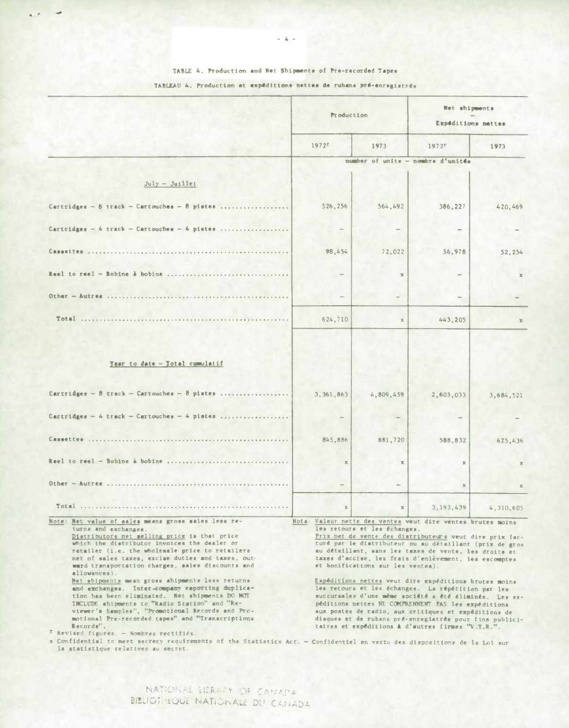TABLE 4. Production and Net Shipments of Pre-recorded Tapes

TABLEAU 4. Production et expéditions nettes de rubans pré-enregistrés

| | Production | | Net shipments — Expéditions nettes | |
|---|---|---|---|---|
| | 1972r | 1973 | 1972r | 1973 |
| | number of units — nombre d'unités | | | |
| **July — Juillet** | | | | |
| Cartridges — 8 track — Cartouches — 8 pistes | 526,256 | 564,492 | 386,227 | 420,469 |
| Cartridges — 4 track — Cartouches — 4 pistes | — | — | — | — |
| Cassettes | 98,454 | 72,022 | 56,978 | 52,254 |
| Reel to reel — Bobine à bobine | — | x | — | x |
| Other — Autres | — | — | — | — |
| Total | 624,710 | x | 443,205 | x |
| **Year to date — Total cumulatif** | | | | |
| Cartridges — 8 track — Cartouches — 8 pistes | 3,361,863 | 4,809,459 | 2,603,033 | 3,684,521 |
| Cartridges — 4 track — Cartouches — 4 pistes | — | — | — | — |
| Cassettes | 845,886 | 881,720 | 588,832 | 625,436 |
| Reel to reel — Bobine à bobine | x | x | x | x |
| Other — Autres | — | — | x | x |
| Total | x | x | 3,193,439 | 4,310,605 |

Note: Net value of sales means gross sales less returns and exchanges.
Distributors net selling price is that price which the distributor invoices the dealer or retailer (i.e. the wholesale price to retailers net of sales taxes, excise duties and taxes, outward transportation charges, sales discounts and allowances).
Net shipments mean gross shipments less returns and exchanges. Inter-company reporting duplication has been eliminated. Net shipments DO NOT INCLUDE shipments to "Radio Station" and "Reviewer's Samples", "Promotional Records and Promotional Pre-recorded tapes" and "Transcriptions Records".

Nota: Valeur nette des ventes veut dire ventes brutes moins les retours et les échanges.
Prix net de vente des distributeurs veut dire prix facturé par le distributeur ou au détaillant (prix de gros au détaillant, sans les taxes de vente, les droits et taxes d'accise, les frais d'enlèvement, les escomptes et bonifications sur les ventes).
Expéditions nettes veut dire expéditions brutes moins les retours et les échanges. La répétition par les succursales d'une même société a été éliminée. Les expéditions nettes NE COMPRENNENT PAS les expéditions aux postes de radio, aux critiques et expéditions de disques et de rubans pré-enregistrés pour fins publicitaires et expéditions à d'autres firmes "V.T.R.".

r Revised figures. — Nombres rectifiés.

x Confidential to meet secrecy requirements of the Statistics Act. — Confidentiel en vertu des dispositions de la Loi sur la statistique relatives au secret.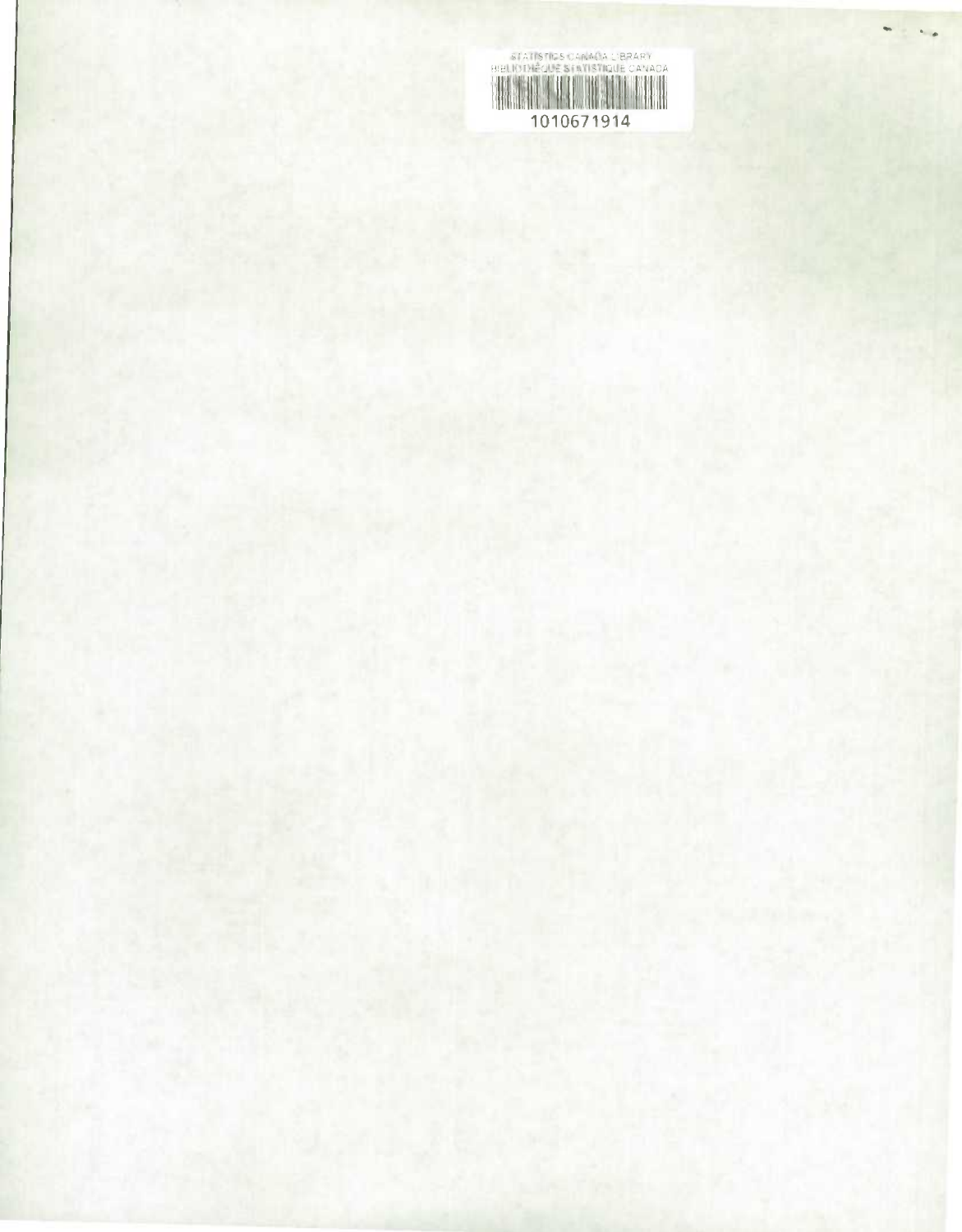STATISTICS CANADA LIBRARY
BIBLIOTHÈQUE STATISTIQUE CANADA

1010671914